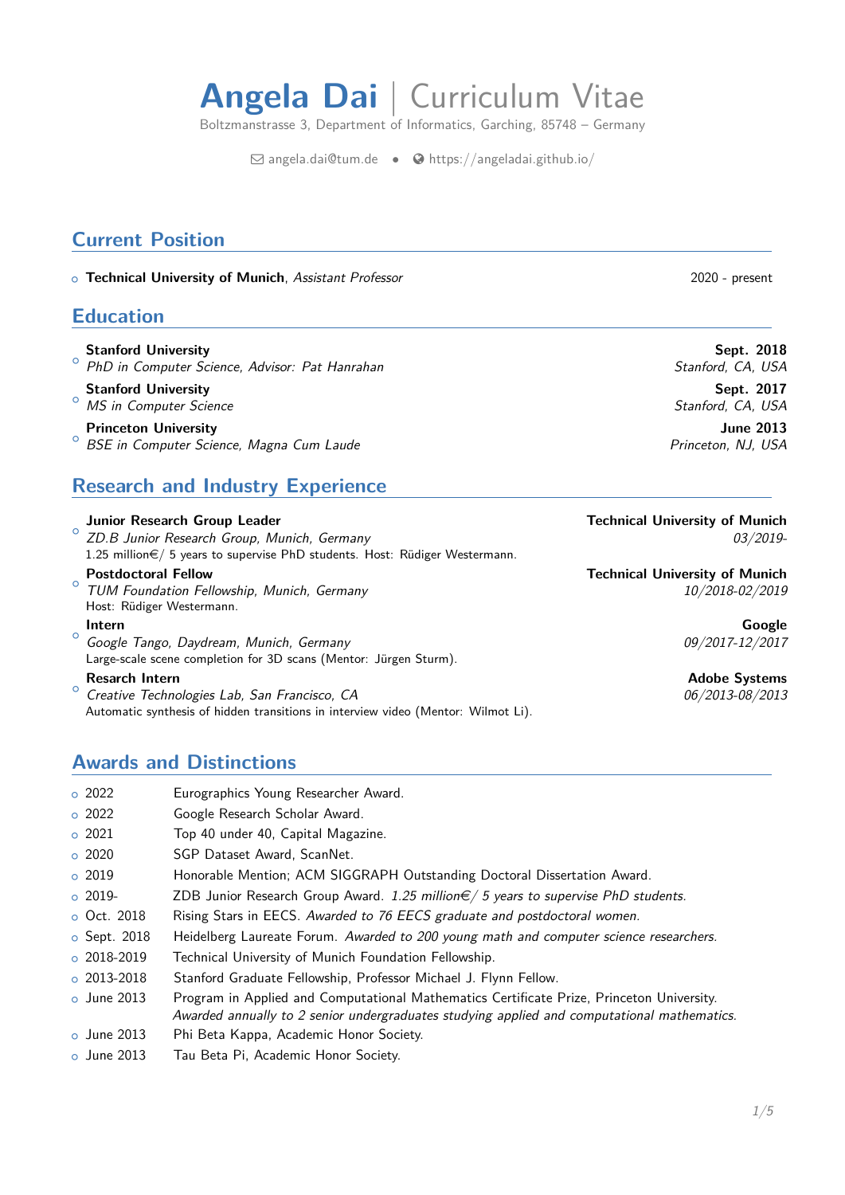# **Angela Dai** | Curriculum Vitae

Boltzmanstrasse 3, Department of Informatics, Garching, 85748 – Germany

angela.dai@tum.de • https://angeladai.github.io/

## Current Position

- **Technical University of Munich**, *Assistant Professor* — 2020 - present

## Education

- **Stanford University** — **Sept. 2018**
  *PhD in Computer Science, Advisor: Pat Hanrahan* — *Stanford, CA, USA*
- **Stanford University** — **Sept. 2017**
  *MS in Computer Science* — *Stanford, CA, USA*
- **Princeton University** — **June 2013**
  *BSE in Computer Science, Magna Cum Laude* — *Princeton, NJ, USA*

## Research and Industry Experience

- **Junior Research Group Leader** — **Technical University of Munich**
  *ZD.B Junior Research Group, Munich, Germany* — *03/2019-*
  1.25 million€/ 5 years to supervise PhD students. Host: Rüdiger Westermann.
- **Postdoctoral Fellow** — **Technical University of Munich**
  *TUM Foundation Fellowship, Munich, Germany* — *10/2018-02/2019*
  Host: Rüdiger Westermann.
- **Intern** — **Google**
  *Google Tango, Daydream, Munich, Germany* — *09/2017-12/2017*
  Large-scale scene completion for 3D scans (Mentor: Jürgen Sturm).
- **Resarch Intern** — **Adobe Systems**
  *Creative Technologies Lab, San Francisco, CA* — *06/2013-08/2013*
  Automatic synthesis of hidden transitions in interview video (Mentor: Wilmot Li).

## Awards and Distinctions

- 2022 — Eurographics Young Researcher Award.
- 2022 — Google Research Scholar Award.
- 2021 — Top 40 under 40, Capital Magazine.
- 2020 — SGP Dataset Award, ScanNet.
- 2019 — Honorable Mention; ACM SIGGRAPH Outstanding Doctoral Dissertation Award.
- 2019- — ZDB Junior Research Group Award. *1.25 million€/ 5 years to supervise PhD students.*
- Oct. 2018 — Rising Stars in EECS. *Awarded to 76 EECS graduate and postdoctoral women.*
- Sept. 2018 — Heidelberg Laureate Forum. *Awarded to 200 young math and computer science researchers.*
- 2018-2019 — Technical University of Munich Foundation Fellowship.
- 2013-2018 — Stanford Graduate Fellowship, Professor Michael J. Flynn Fellow.
- June 2013 — Program in Applied and Computational Mathematics Certificate Prize, Princeton University. *Awarded annually to 2 senior undergraduates studying applied and computational mathematics.*
- June 2013 — Phi Beta Kappa, Academic Honor Society.
- June 2013 — Tau Beta Pi, Academic Honor Society.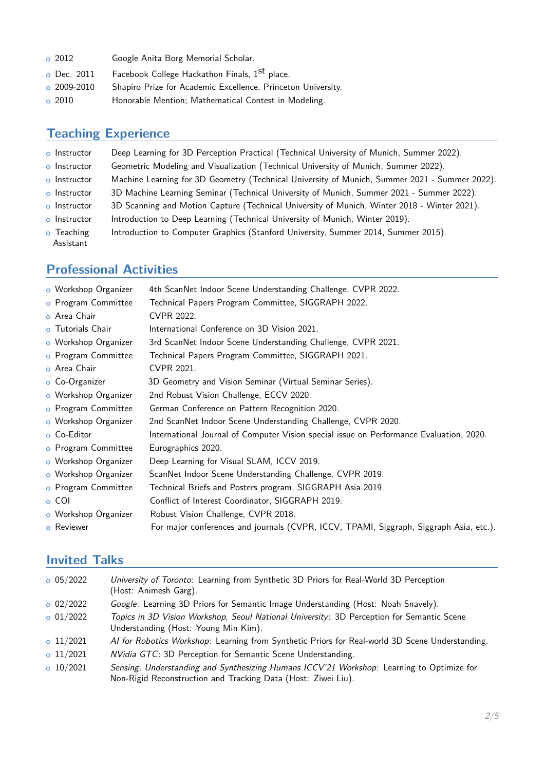- 2012 Google Anita Borg Memorial Scholar.
- Dec. 2011 Facebook College Hackathon Finals, 1st place.
- 2009-2010 Shapiro Prize for Academic Excellence, Princeton University.
- 2010 Honorable Mention; Mathematical Contest in Modeling.

## Teaching Experience

- Instructor Deep Learning for 3D Perception Practical (Technical University of Munich, Summer 2022).
- Instructor Geometric Modeling and Visualization (Technical University of Munich, Summer 2022).
- Instructor Machine Learning for 3D Geometry (Technical University of Munich, Summer 2021 - Summer 2022).
- Instructor 3D Machine Learning Seminar (Technical University of Munich, Summer 2021 - Summer 2022).
- Instructor 3D Scanning and Motion Capture (Technical University of Munich, Winter 2018 - Winter 2021).
- Instructor Introduction to Deep Learning (Technical University of Munich, Winter 2019).
- Teaching Assistant Introduction to Computer Graphics (Stanford University, Summer 2014, Summer 2015).

## Professional Activities

- Workshop Organizer 4th ScanNet Indoor Scene Understanding Challenge, CVPR 2022.
- Program Committee Technical Papers Program Committee, SIGGRAPH 2022.
- Area Chair CVPR 2022.
- Tutorials Chair International Conference on 3D Vision 2021.
- Workshop Organizer 3rd ScanNet Indoor Scene Understanding Challenge, CVPR 2021.
- Program Committee Technical Papers Program Committee, SIGGRAPH 2021.
- Area Chair CVPR 2021.
- Co-Organizer 3D Geometry and Vision Seminar (Virtual Seminar Series).
- Workshop Organizer 2nd Robust Vision Challenge, ECCV 2020.
- Program Committee German Conference on Pattern Recognition 2020.
- Workshop Organizer 2nd ScanNet Indoor Scene Understanding Challenge, CVPR 2020.
- Co-Editor International Journal of Computer Vision special issue on Performance Evaluation, 2020.
- Program Committee Eurographics 2020.
- Workshop Organizer Deep Learning for Visual SLAM, ICCV 2019.
- Workshop Organizer ScanNet Indoor Scene Understanding Challenge, CVPR 2019.
- Program Committee Technical Briefs and Posters program, SIGGRAPH Asia 2019.
- COI Conflict of Interest Coordinator, SIGGRAPH 2019.
- Workshop Organizer Robust Vision Challenge, CVPR 2018.
- Reviewer For major conferences and journals (CVPR, ICCV, TPAMI, Siggraph, Siggraph Asia, etc.).

## Invited Talks

- 05/2022 *University of Toronto*: Learning from Synthetic 3D Priors for Real-World 3D Perception (Host: Animesh Garg).
- 02/2022 *Google*: Learning 3D Priors for Semantic Image Understanding (Host: Noah Snavely).
- 01/2022 *Topics in 3D Vision Workshop, Seoul National University*: 3D Perception for Semantic Scene Understanding (Host: Young Min Kim).
- 11/2021 *AI for Robotics Workshop*: Learning from Synthetic Priors for Real-world 3D Scene Understanding.
- 11/2021 *NVidia GTC*: 3D Perception for Semantic Scene Understanding.
- 10/2021 *Sensing, Understanding and Synthesizing Humans ICCV'21 Workshop*: Learning to Optimize for Non-Rigid Reconstruction and Tracking Data (Host: Ziwei Liu).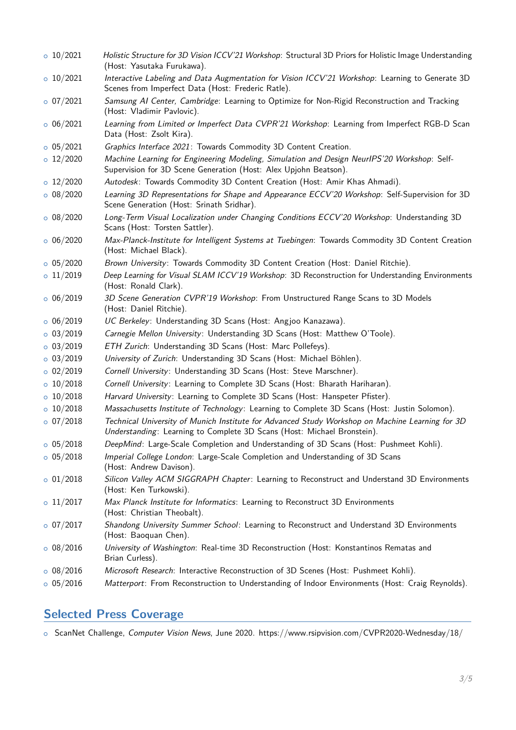- 10/2021 *Holistic Structure for 3D Vision ICCV'21 Workshop*: Structural 3D Priors for Holistic Image Understanding (Host: Yasutaka Furukawa).
- 10/2021 *Interactive Labeling and Data Augmentation for Vision ICCV'21 Workshop*: Learning to Generate 3D Scenes from Imperfect Data (Host: Frederic Ratle).
- 07/2021 *Samsung AI Center, Cambridge*: Learning to Optimize for Non-Rigid Reconstruction and Tracking (Host: Vladimir Pavlovic).
- 06/2021 *Learning from Limited or Imperfect Data CVPR'21 Workshop*: Learning from Imperfect RGB-D Scan Data (Host: Zsolt Kira).
- 05/2021 *Graphics Interface 2021*: Towards Commodity 3D Content Creation.
- 12/2020 *Machine Learning for Engineering Modeling, Simulation and Design NeurIPS'20 Workshop*: Self-Supervision for 3D Scene Generation (Host: Alex Upjohn Beatson).
- 12/2020 *Autodesk*: Towards Commodity 3D Content Creation (Host: Amir Khas Ahmadi).
- 08/2020 *Learning 3D Representations for Shape and Appearance ECCV'20 Workshop*: Self-Supervision for 3D Scene Generation (Host: Srinath Sridhar).
- 08/2020 *Long-Term Visual Localization under Changing Conditions ECCV'20 Workshop*: Understanding 3D Scans (Host: Torsten Sattler).
- 06/2020 *Max-Planck-Institute for Intelligent Systems at Tuebingen*: Towards Commodity 3D Content Creation (Host: Michael Black).
- 05/2020 *Brown University*: Towards Commodity 3D Content Creation (Host: Daniel Ritchie).
- 11/2019 *Deep Learning for Visual SLAM ICCV'19 Workshop*: 3D Reconstruction for Understanding Environments (Host: Ronald Clark).
- 06/2019 *3D Scene Generation CVPR'19 Workshop*: From Unstructured Range Scans to 3D Models (Host: Daniel Ritchie).
- 06/2019 *UC Berkeley*: Understanding 3D Scans (Host: Angjoo Kanazawa).
- 03/2019 *Carnegie Mellon University*: Understanding 3D Scans (Host: Matthew O'Toole).
- 03/2019 *ETH Zurich*: Understanding 3D Scans (Host: Marc Pollefeys).
- 03/2019 *University of Zurich*: Understanding 3D Scans (Host: Michael Böhlen).
- 02/2019 *Cornell University*: Understanding 3D Scans (Host: Steve Marschner).
- 10/2018 *Cornell University*: Learning to Complete 3D Scans (Host: Bharath Hariharan).
- 10/2018 *Harvard University*: Learning to Complete 3D Scans (Host: Hanspeter Pfister).
- 10/2018 *Massachusetts Institute of Technology*: Learning to Complete 3D Scans (Host: Justin Solomon).
- 07/2018 *Technical University of Munich Institute for Advanced Study Workshop on Machine Learning for 3D Understanding*: Learning to Complete 3D Scans (Host: Michael Bronstein).
- 05/2018 *DeepMind*: Large-Scale Completion and Understanding of 3D Scans (Host: Pushmeet Kohli).
- 05/2018 *Imperial College London*: Large-Scale Completion and Understanding of 3D Scans (Host: Andrew Davison).
- 01/2018 *Silicon Valley ACM SIGGRAPH Chapter*: Learning to Reconstruct and Understand 3D Environments (Host: Ken Turkowski).
- 11/2017 *Max Planck Institute for Informatics*: Learning to Reconstruct 3D Environments (Host: Christian Theobalt).
- 07/2017 *Shandong University Summer School*: Learning to Reconstruct and Understand 3D Environments (Host: Baoquan Chen).
- 08/2016 *University of Washington*: Real-time 3D Reconstruction (Host: Konstantinos Rematas and Brian Curless).
- 08/2016 *Microsoft Research*: Interactive Reconstruction of 3D Scenes (Host: Pushmeet Kohli).
- 05/2016 *Matterport*: From Reconstruction to Understanding of Indoor Environments (Host: Craig Reynolds).

## Selected Press Coverage

- ScanNet Challenge, *Computer Vision News*, June 2020. https://www.rsipvision.com/CVPR2020-Wednesday/18/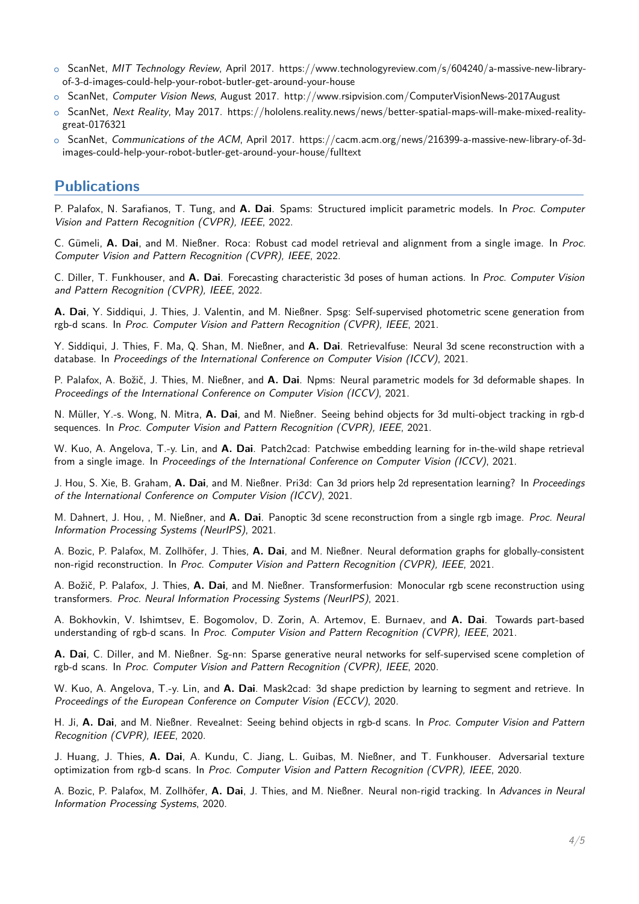- ScanNet, *MIT Technology Review*, April 2017. https://www.technologyreview.com/s/604240/a-massive-new-library-of-3-d-images-could-help-your-robot-butler-get-around-your-house
- ScanNet, *Computer Vision News*, August 2017. http://www.rsipvision.com/ComputerVisionNews-2017August
- ScanNet, *Next Reality*, May 2017. https://hololens.reality.news/news/better-spatial-maps-will-make-mixed-reality-great-0176321
- ScanNet, *Communications of the ACM*, April 2017. https://cacm.acm.org/news/216399-a-massive-new-library-of-3d-images-could-help-your-robot-butler-get-around-your-house/fulltext

## Publications

P. Palafox, N. Sarafianos, T. Tung, and **A. Dai**. Spams: Structured implicit parametric models. In *Proc. Computer Vision and Pattern Recognition (CVPR), IEEE*, 2022.

C. Gümeli, **A. Dai**, and M. Nießner. Roca: Robust cad model retrieval and alignment from a single image. In *Proc. Computer Vision and Pattern Recognition (CVPR), IEEE*, 2022.

C. Diller, T. Funkhouser, and **A. Dai**. Forecasting characteristic 3d poses of human actions. In *Proc. Computer Vision and Pattern Recognition (CVPR), IEEE*, 2022.

**A. Dai**, Y. Siddiqui, J. Thies, J. Valentin, and M. Nießner. Spsg: Self-supervised photometric scene generation from rgb-d scans. In *Proc. Computer Vision and Pattern Recognition (CVPR), IEEE*, 2021.

Y. Siddiqui, J. Thies, F. Ma, Q. Shan, M. Nießner, and **A. Dai**. Retrievalfuse: Neural 3d scene reconstruction with a database. In *Proceedings of the International Conference on Computer Vision (ICCV)*, 2021.

P. Palafox, A. Božič, J. Thies, M. Nießner, and **A. Dai**. Npms: Neural parametric models for 3d deformable shapes. In *Proceedings of the International Conference on Computer Vision (ICCV)*, 2021.

N. Müller, Y.-s. Wong, N. Mitra, **A. Dai**, and M. Nießner. Seeing behind objects for 3d multi-object tracking in rgb-d sequences. In *Proc. Computer Vision and Pattern Recognition (CVPR), IEEE*, 2021.

W. Kuo, A. Angelova, T.-y. Lin, and **A. Dai**. Patch2cad: Patchwise embedding learning for in-the-wild shape retrieval from a single image. In *Proceedings of the International Conference on Computer Vision (ICCV)*, 2021.

J. Hou, S. Xie, B. Graham, **A. Dai**, and M. Nießner. Pri3d: Can 3d priors help 2d representation learning? In *Proceedings of the International Conference on Computer Vision (ICCV)*, 2021.

M. Dahnert, J. Hou, , M. Nießner, and **A. Dai**. Panoptic 3d scene reconstruction from a single rgb image. *Proc. Neural Information Processing Systems (NeurIPS)*, 2021.

A. Bozic, P. Palafox, M. Zollhöfer, J. Thies, **A. Dai**, and M. Nießner. Neural deformation graphs for globally-consistent non-rigid reconstruction. In *Proc. Computer Vision and Pattern Recognition (CVPR), IEEE*, 2021.

A. Božič, P. Palafox, J. Thies, **A. Dai**, and M. Nießner. Transformerfusion: Monocular rgb scene reconstruction using transformers. *Proc. Neural Information Processing Systems (NeurIPS)*, 2021.

A. Bokhovkin, V. Ishimtsev, E. Bogomolov, D. Zorin, A. Artemov, E. Burnaev, and **A. Dai**. Towards part-based understanding of rgb-d scans. In *Proc. Computer Vision and Pattern Recognition (CVPR), IEEE*, 2021.

**A. Dai**, C. Diller, and M. Nießner. Sg-nn: Sparse generative neural networks for self-supervised scene completion of rgb-d scans. In *Proc. Computer Vision and Pattern Recognition (CVPR), IEEE*, 2020.

W. Kuo, A. Angelova, T.-y. Lin, and **A. Dai**. Mask2cad: 3d shape prediction by learning to segment and retrieve. In *Proceedings of the European Conference on Computer Vision (ECCV)*, 2020.

H. Ji, **A. Dai**, and M. Nießner. Revealnet: Seeing behind objects in rgb-d scans. In *Proc. Computer Vision and Pattern Recognition (CVPR), IEEE*, 2020.

J. Huang, J. Thies, **A. Dai**, A. Kundu, C. Jiang, L. Guibas, M. Nießner, and T. Funkhouser. Adversarial texture optimization from rgb-d scans. In *Proc. Computer Vision and Pattern Recognition (CVPR), IEEE*, 2020.

A. Bozic, P. Palafox, M. Zollhöfer, **A. Dai**, J. Thies, and M. Nießner. Neural non-rigid tracking. In *Advances in Neural Information Processing Systems*, 2020.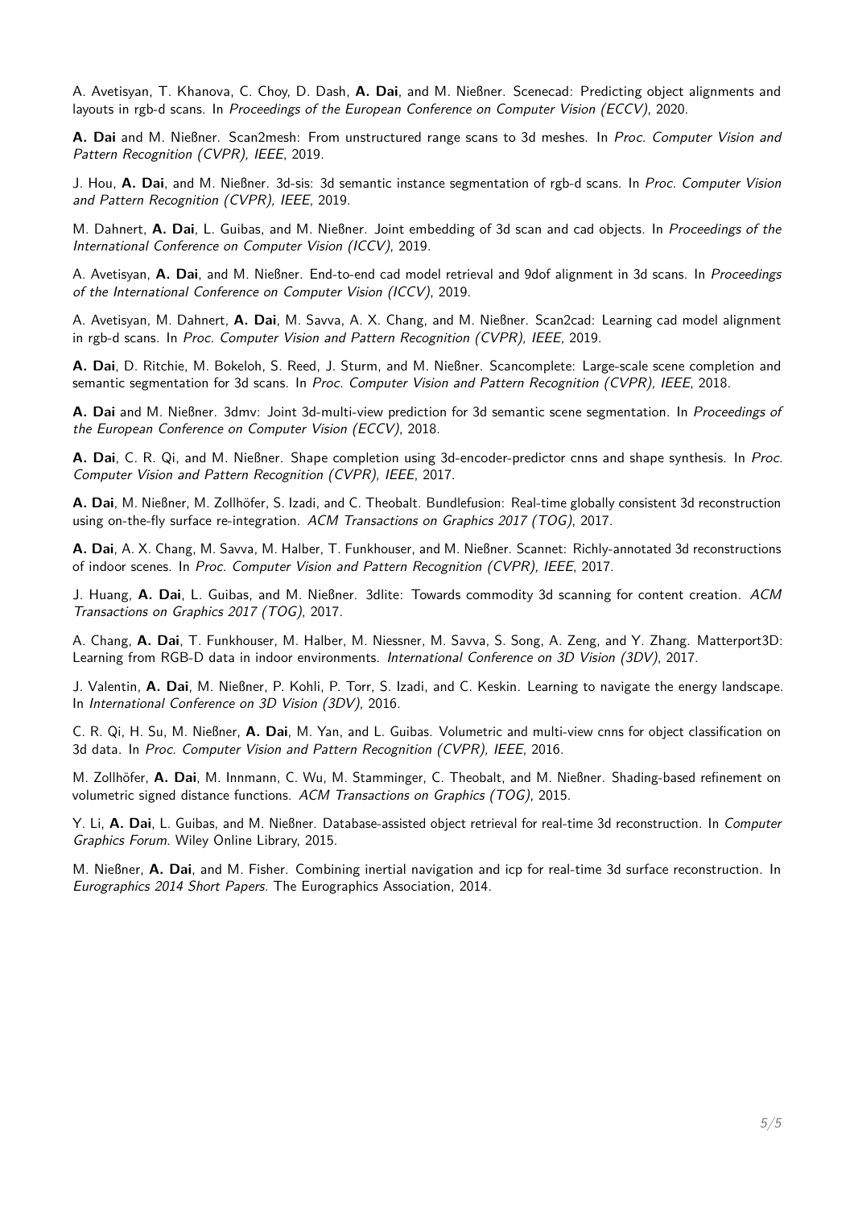A. Avetisyan, T. Khanova, C. Choy, D. Dash, **A. Dai**, and M. Nießner. Scenecad: Predicting object alignments and layouts in rgb-d scans. In *Proceedings of the European Conference on Computer Vision (ECCV)*, 2020.

**A. Dai** and M. Nießner. Scan2mesh: From unstructured range scans to 3d meshes. In *Proc. Computer Vision and Pattern Recognition (CVPR), IEEE*, 2019.

J. Hou, **A. Dai**, and M. Nießner. 3d-sis: 3d semantic instance segmentation of rgb-d scans. In *Proc. Computer Vision and Pattern Recognition (CVPR), IEEE*, 2019.

M. Dahnert, **A. Dai**, L. Guibas, and M. Nießner. Joint embedding of 3d scan and cad objects. In *Proceedings of the International Conference on Computer Vision (ICCV)*, 2019.

A. Avetisyan, **A. Dai**, and M. Nießner. End-to-end cad model retrieval and 9dof alignment in 3d scans. In *Proceedings of the International Conference on Computer Vision (ICCV)*, 2019.

A. Avetisyan, M. Dahnert, **A. Dai**, M. Savva, A. X. Chang, and M. Nießner. Scan2cad: Learning cad model alignment in rgb-d scans. In *Proc. Computer Vision and Pattern Recognition (CVPR), IEEE*, 2019.

**A. Dai**, D. Ritchie, M. Bokeloh, S. Reed, J. Sturm, and M. Nießner. Scancomplete: Large-scale scene completion and semantic segmentation for 3d scans. In *Proc. Computer Vision and Pattern Recognition (CVPR), IEEE*, 2018.

**A. Dai** and M. Nießner. 3dmv: Joint 3d-multi-view prediction for 3d semantic scene segmentation. In *Proceedings of the European Conference on Computer Vision (ECCV)*, 2018.

**A. Dai**, C. R. Qi, and M. Nießner. Shape completion using 3d-encoder-predictor cnns and shape synthesis. In *Proc. Computer Vision and Pattern Recognition (CVPR), IEEE*, 2017.

**A. Dai**, M. Nießner, M. Zollhöfer, S. Izadi, and C. Theobalt. Bundlefusion: Real-time globally consistent 3d reconstruction using on-the-fly surface re-integration. *ACM Transactions on Graphics 2017 (TOG)*, 2017.

**A. Dai**, A. X. Chang, M. Savva, M. Halber, T. Funkhouser, and M. Nießner. Scannet: Richly-annotated 3d reconstructions of indoor scenes. In *Proc. Computer Vision and Pattern Recognition (CVPR), IEEE*, 2017.

J. Huang, **A. Dai**, L. Guibas, and M. Nießner. 3dlite: Towards commodity 3d scanning for content creation. *ACM Transactions on Graphics 2017 (TOG)*, 2017.

A. Chang, **A. Dai**, T. Funkhouser, M. Halber, M. Niessner, M. Savva, S. Song, A. Zeng, and Y. Zhang. Matterport3D: Learning from RGB-D data in indoor environments. *International Conference on 3D Vision (3DV)*, 2017.

J. Valentin, **A. Dai**, M. Nießner, P. Kohli, P. Torr, S. Izadi, and C. Keskin. Learning to navigate the energy landscape. In *International Conference on 3D Vision (3DV)*, 2016.

C. R. Qi, H. Su, M. Nießner, **A. Dai**, M. Yan, and L. Guibas. Volumetric and multi-view cnns for object classification on 3d data. In *Proc. Computer Vision and Pattern Recognition (CVPR), IEEE*, 2016.

M. Zollhöfer, **A. Dai**, M. Innmann, C. Wu, M. Stamminger, C. Theobalt, and M. Nießner. Shading-based refinement on volumetric signed distance functions. *ACM Transactions on Graphics (TOG)*, 2015.

Y. Li, **A. Dai**, L. Guibas, and M. Nießner. Database-assisted object retrieval for real-time 3d reconstruction. In *Computer Graphics Forum*. Wiley Online Library, 2015.

M. Nießner, **A. Dai**, and M. Fisher. Combining inertial navigation and icp for real-time 3d surface reconstruction. In *Eurographics 2014 Short Papers*. The Eurographics Association, 2014.